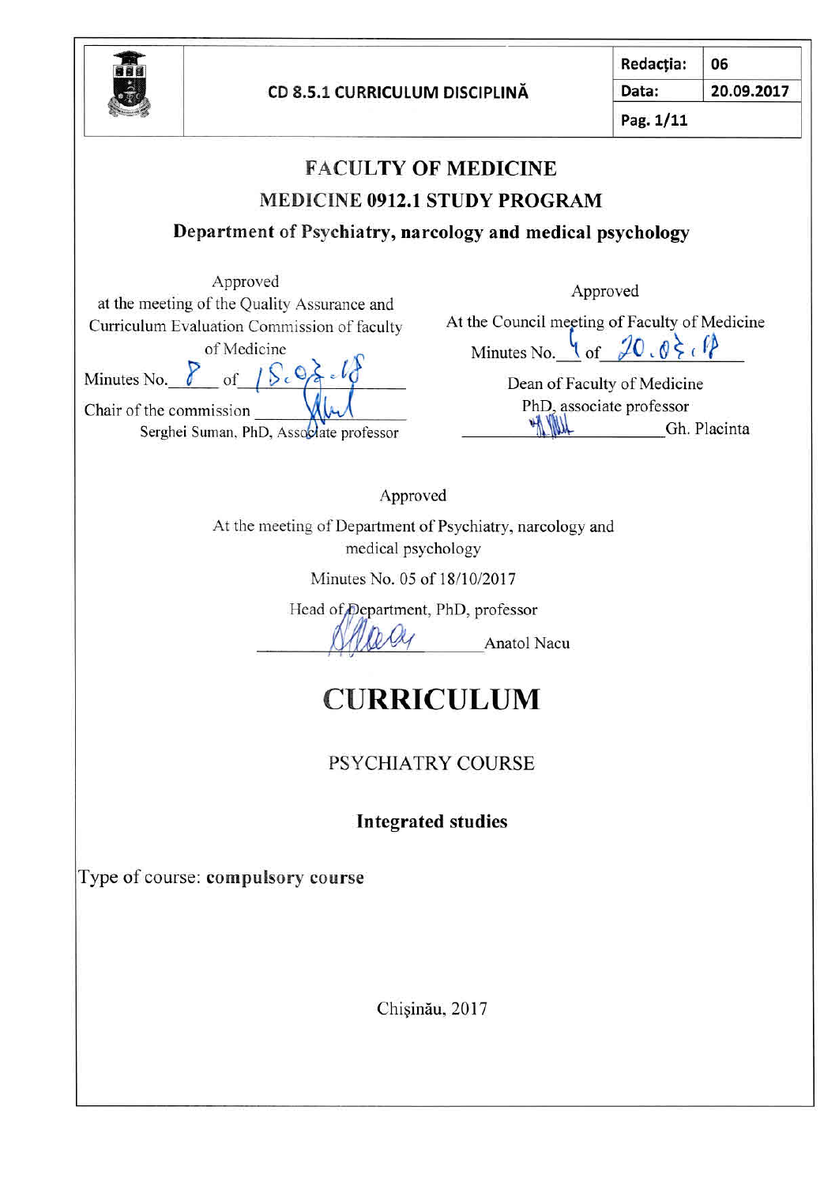| | CD 8.5.1 CURRICULUM DISCIPLINĂ | Redacția: | 06 |
|---|---|---|---|
| | | Data: | 20.09.2017 |
| | | Pag. 1/11 | |

# FACULTY OF MEDICINE

## MEDICINE 0912.1 STUDY PROGRAM

### Department of Psychiatry, narcology and medical psychology

Approved
at the meeting of the Quality Assurance and Curriculum Evaluation Commission of faculty of Medicine

Minutes No. 8 of 15.03.18

Chair of the commission ____________
Serghei Suman, PhD, Associate professor

Approved
At the Council meeting of Faculty of Medicine

Minutes No. 4 of 20.03.18

Dean of Faculty of Medicine
PhD, associate professor
____________ Gh. Placinta

Approved
At the meeting of Department of Psychiatry, narcology and medical psychology

Minutes No. 05 of 18/10/2017

Head of Department, PhD, professor
____________ Anatol Nacu

# CURRICULUM

PSYCHIATRY COURSE

**Integrated studies**

Type of course: **compulsory course**

Chişinău, 2017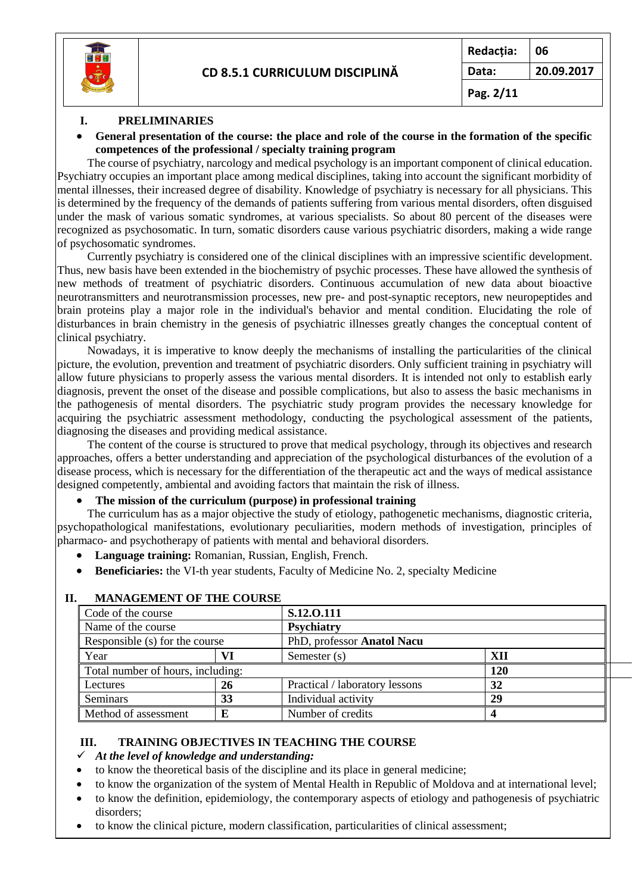## I. PRELIMINARIES

- **General presentation of the course: the place and role of the course in the formation of the specific competences of the professional / specialty training program**

The course of psychiatry, narcology and medical psychology is an important component of clinical education. Psychiatry occupies an important place among medical disciplines, taking into account the significant morbidity of mental illnesses, their increased degree of disability. Knowledge of psychiatry is necessary for all physicians. This is determined by the frequency of the demands of patients suffering from various mental disorders, often disguised under the mask of various somatic syndromes, at various specialists. So about 80 percent of the diseases were recognized as psychosomatic. In turn, somatic disorders cause various psychiatric disorders, making a wide range of psychosomatic syndromes.

Currently psychiatry is considered one of the clinical disciplines with an impressive scientific development. Thus, new basis have been extended in the biochemistry of psychic processes. These have allowed the synthesis of new methods of treatment of psychiatric disorders. Continuous accumulation of new data about bioactive neurotransmitters and neurotransmission processes, new pre- and post-synaptic receptors, new neuropeptides and brain proteins play a major role in the individual's behavior and mental condition. Elucidating the role of disturbances in brain chemistry in the genesis of psychiatric illnesses greatly changes the conceptual content of clinical psychiatry.

Nowadays, it is imperative to know deeply the mechanisms of installing the particularities of the clinical picture, the evolution, prevention and treatment of psychiatric disorders. Only sufficient training in psychiatry will allow future physicians to properly assess the various mental disorders. It is intended not only to establish early diagnosis, prevent the onset of the disease and possible complications, but also to assess the basic mechanisms in the pathogenesis of mental disorders. The psychiatric study program provides the necessary knowledge for acquiring the psychiatric assessment methodology, conducting the psychological assessment of the patients, diagnosing the diseases and providing medical assistance.

The content of the course is structured to prove that medical psychology, through its objectives and research approaches, offers a better understanding and appreciation of the psychological disturbances of the evolution of a disease process, which is necessary for the differentiation of the therapeutic act and the ways of medical assistance designed competently, ambiental and avoiding factors that maintain the risk of illness.

- **The mission of the curriculum (purpose) in professional training**

The curriculum has as a major objective the study of etiology, pathogenetic mechanisms, diagnostic criteria, psychopathological manifestations, evolutionary peculiarities, modern methods of investigation, principles of pharmaco- and psychotherapy of patients with mental and behavioral disorders.

- **Language training:** Romanian, Russian, English, French.
- **Beneficiaries:** the VI-th year students, Faculty of Medicine No. 2, specialty Medicine

## II. MANAGEMENT OF THE COURSE

| Code of the course | | **S.12.O.111** | |
|---|---|---|---|
| Name of the course | | **Psychiatry** | |
| Responsible (s) for the course | | PhD, professor **Anatol Nacu** | |
| Year | **VI** | Semester (s) | **XII** |
| Total number of hours, including: | | | **120** |
| Lectures | **26** | Practical / laboratory lessons | **32** |
| Seminars | **33** | Individual activity | **29** |
| Method of assessment | **E** | Number of credits | **4** |

## III. TRAINING OBJECTIVES IN TEACHING THE COURSE

✓ ***At the level of knowledge and understanding:***

- to know the theoretical basis of the discipline and its place in general medicine;
- to know the organization of the system of Mental Health in Republic of Moldova and at international level;
- to know the definition, epidemiology, the contemporary aspects of etiology and pathogenesis of psychiatric disorders;
- to know the clinical picture, modern classification, particularities of clinical assessment;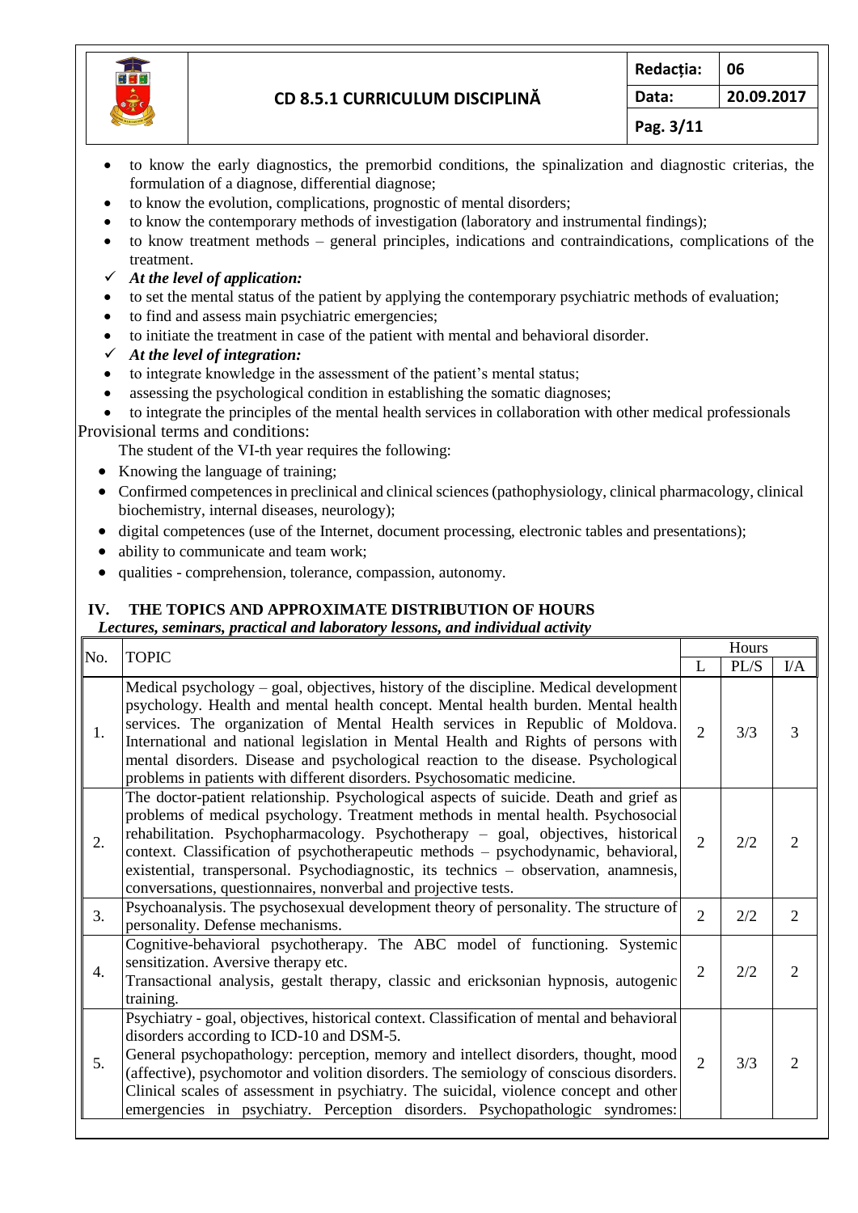- to know the early diagnostics, the premorbid conditions, the spinalization and diagnostic criterias, the formulation of a diagnose, differential diagnose;
- to know the evolution, complications, prognostic of mental disorders;
- to know the contemporary methods of investigation (laboratory and instrumental findings);
- to know treatment methods – general principles, indications and contraindications, complications of the treatment.

✓ ***At the level of application:***

- to set the mental status of the patient by applying the contemporary psychiatric methods of evaluation;
- to find and assess main psychiatric emergencies;
- to initiate the treatment in case of the patient with mental and behavioral disorder.

✓ ***At the level of integration:***

- to integrate knowledge in the assessment of the patient's mental status;
- assessing the psychological condition in establishing the somatic diagnoses;
- to integrate the principles of the mental health services in collaboration with other medical professionals

Provisional terms and conditions:

The student of the VI-th year requires the following:

- Knowing the language of training;
- Confirmed competences in preclinical and clinical sciences (pathophysiology, clinical pharmacology, clinical biochemistry, internal diseases, neurology);
- digital competences (use of the Internet, document processing, electronic tables and presentations);
- ability to communicate and team work;
- qualities - comprehension, tolerance, compassion, autonomy.

## IV. THE TOPICS AND APPROXIMATE DISTRIBUTION OF HOURS

***Lectures, seminars, practical and laboratory lessons, and individual activity***

| No. | TOPIC | Hours | | |
|---|---|---|---|---|
| | | L | PL/S | I/A |
| 1. | Medical psychology – goal, objectives, history of the discipline. Medical development psychology. Health and mental health concept. Mental health burden. Mental health services. The organization of Mental Health services in Republic of Moldova. International and national legislation in Mental Health and Rights of persons with mental disorders. Disease and psychological reaction to the disease. Psychological problems in patients with different disorders. Psychosomatic medicine. | 2 | 3/3 | 3 |
| 2. | The doctor-patient relationship. Psychological aspects of suicide. Death and grief as problems of medical psychology. Treatment methods in mental health. Psychosocial rehabilitation. Psychopharmacology. Psychotherapy – goal, objectives, historical context. Classification of psychotherapeutic methods – psychodynamic, behavioral, existential, transpersonal. Psychodiagnostic, its technics – observation, anamnesis, conversations, questionnaires, nonverbal and projective tests. | 2 | 2/2 | 2 |
| 3. | Psychoanalysis. The psychosexual development theory of personality. The structure of personality. Defense mechanisms. | 2 | 2/2 | 2 |
| 4. | Cognitive-behavioral psychotherapy. The ABC model of functioning. Systemic sensitization. Aversive therapy etc. Transactional analysis, gestalt therapy, classic and ericksonian hypnosis, autogenic training. | 2 | 2/2 | 2 |
| 5. | Psychiatry - goal, objectives, historical context. Classification of mental and behavioral disorders according to ICD-10 and DSM-5. General psychopathology: perception, memory and intellect disorders, thought, mood (affective), psychomotor and volition disorders. The semiology of conscious disorders. Clinical scales of assessment in psychiatry. The suicidal, violence concept and other emergencies in psychiatry. Perception disorders. Psychopathologic syndromes: | 2 | 3/3 | 2 |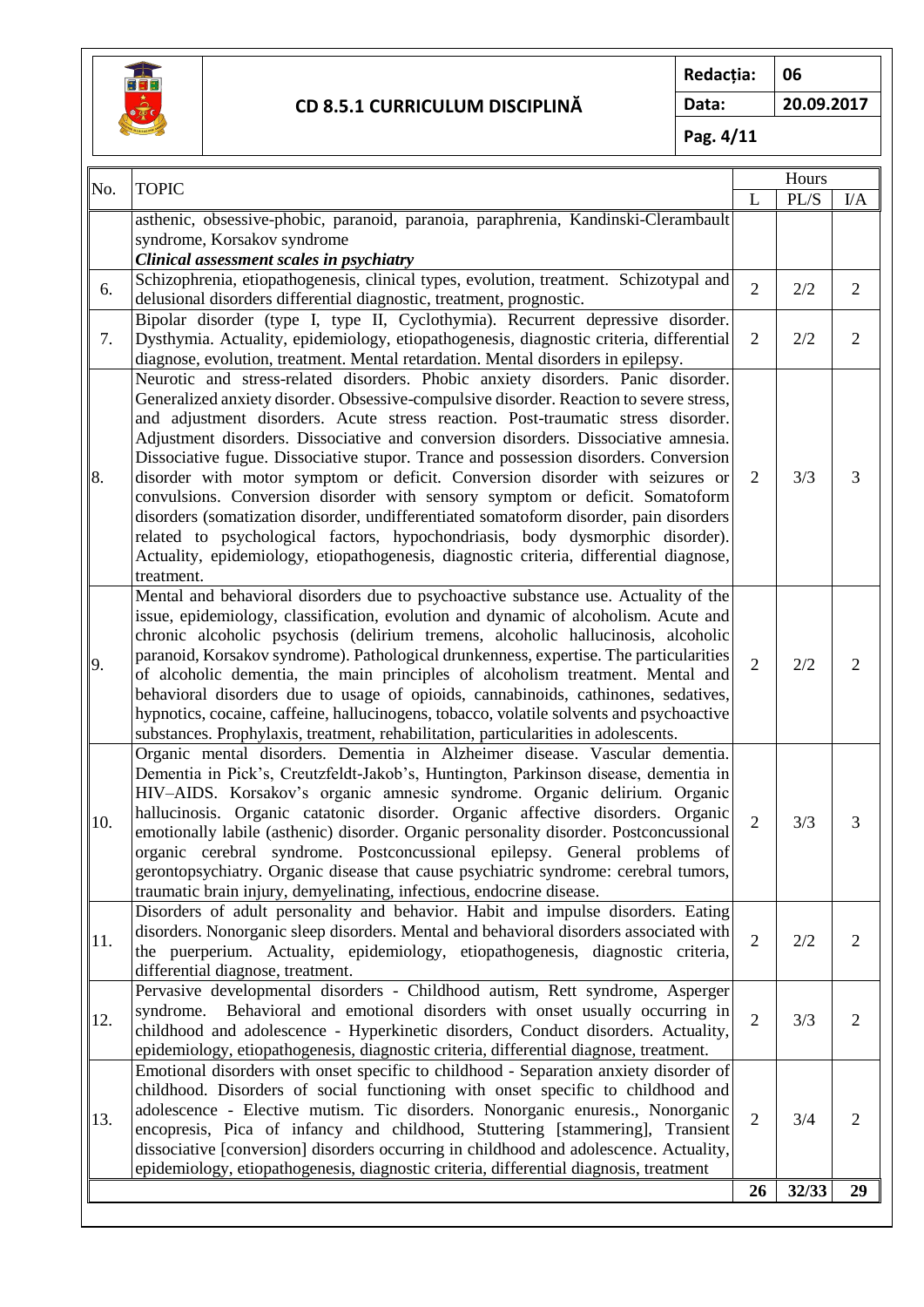<table>
<thead>
<tr><th rowspan="2">No.</th><th rowspan="2">TOPIC</th><th colspan="3">Hours</th></tr>
<tr><th>L</th><th>PL/S</th><th>I/A</th></tr>
</thead>
<tbody>
<tr><td></td><td>asthenic, obsessive-phobic, paranoid, paranoia, paraphrenia, Kandinski-Clerambault syndrome, Korsakov syndrome<br><b><i>Clinical assessment scales in psychiatry</i></b></td><td></td><td></td><td></td></tr>
<tr><td>6.</td><td>Schizophrenia, etiopathogenesis, clinical types, evolution, treatment. Schizotypal and delusional disorders differential diagnostic, treatment, prognostic.</td><td>2</td><td>2/2</td><td>2</td></tr>
<tr><td>7.</td><td>Bipolar disorder (type I, type II, Cyclothymia). Recurrent depressive disorder. Dysthymia. Actuality, epidemiology, etiopathogenesis, diagnostic criteria, differential diagnose, evolution, treatment. Mental retardation. Mental disorders in epilepsy.</td><td>2</td><td>2/2</td><td>2</td></tr>
<tr><td>8.</td><td>Neurotic and stress-related disorders. Phobic anxiety disorders. Panic disorder. Generalized anxiety disorder. Obsessive-compulsive disorder. Reaction to severe stress, and adjustment disorders. Acute stress reaction. Post-traumatic stress disorder. Adjustment disorders. Dissociative and conversion disorders. Dissociative amnesia. Dissociative fugue. Dissociative stupor. Trance and possession disorders. Conversion disorder with motor symptom or deficit. Conversion disorder with seizures or convulsions. Conversion disorder with sensory symptom or deficit. Somatoform disorders (somatization disorder, undifferentiated somatoform disorder, pain disorders related to psychological factors, hypochondriasis, body dysmorphic disorder). Actuality, epidemiology, etiopathogenesis, diagnostic criteria, differential diagnose, treatment.</td><td>2</td><td>3/3</td><td>3</td></tr>
<tr><td>9.</td><td>Mental and behavioral disorders due to psychoactive substance use. Actuality of the issue, epidemiology, classification, evolution and dynamic of alcoholism. Acute and chronic alcoholic psychosis (delirium tremens, alcoholic hallucinosis, alcoholic paranoid, Korsakov syndrome). Pathological drunkenness, expertise. The particularities of alcoholic dementia, the main principles of alcoholism treatment. Mental and behavioral disorders due to usage of opioids, cannabinoids, cathinones, sedatives, hypnotics, cocaine, caffeine, hallucinogens, tobacco, volatile solvents and psychoactive substances. Prophylaxis, treatment, rehabilitation, particularities in adolescents.</td><td>2</td><td>2/2</td><td>2</td></tr>
<tr><td>10.</td><td>Organic mental disorders. Dementia in Alzheimer disease. Vascular dementia. Dementia in Pick's, Creutzfeldt-Jakob's, Huntington, Parkinson disease, dementia in HIV–AIDS. Korsakov's organic amnesic syndrome. Organic delirium. Organic hallucinosis. Organic catatonic disorder. Organic affective disorders. Organic emotionally labile (asthenic) disorder. Organic personality disorder. Postconcussional organic cerebral syndrome. Postconcussional epilepsy. General problems of gerontopsychiatry. Organic disease that cause psychiatric syndrome: cerebral tumors, traumatic brain injury, demyelinating, infectious, endocrine disease.</td><td>2</td><td>3/3</td><td>3</td></tr>
<tr><td>11.</td><td>Disorders of adult personality and behavior. Habit and impulse disorders. Eating disorders. Nonorganic sleep disorders. Mental and behavioral disorders associated with the puerperium. Actuality, epidemiology, etiopathogenesis, diagnostic criteria, differential diagnose, treatment.</td><td>2</td><td>2/2</td><td>2</td></tr>
<tr><td>12.</td><td>Pervasive developmental disorders - Childhood autism, Rett syndrome, Asperger syndrome. Behavioral and emotional disorders with onset usually occurring in childhood and adolescence - Hyperkinetic disorders, Conduct disorders. Actuality, epidemiology, etiopathogenesis, diagnostic criteria, differential diagnose, treatment.</td><td>2</td><td>3/3</td><td>2</td></tr>
<tr><td>13.</td><td>Emotional disorders with onset specific to childhood - Separation anxiety disorder of childhood. Disorders of social functioning with onset specific to childhood and adolescence - Elective mutism. Tic disorders. Nonorganic enuresis., Nonorganic encopresis, Pica of infancy and childhood, Stuttering [stammering], Transient dissociative [conversion] disorders occurring in childhood and adolescence. Actuality, epidemiology, etiopathogenesis, diagnostic criteria, differential diagnosis, treatment</td><td>2</td><td>3/4</td><td>2</td></tr>
<tr><td></td><td></td><td><b>26</b></td><td><b>32/33</b></td><td><b>29</b></td></tr>
</tbody>
</table>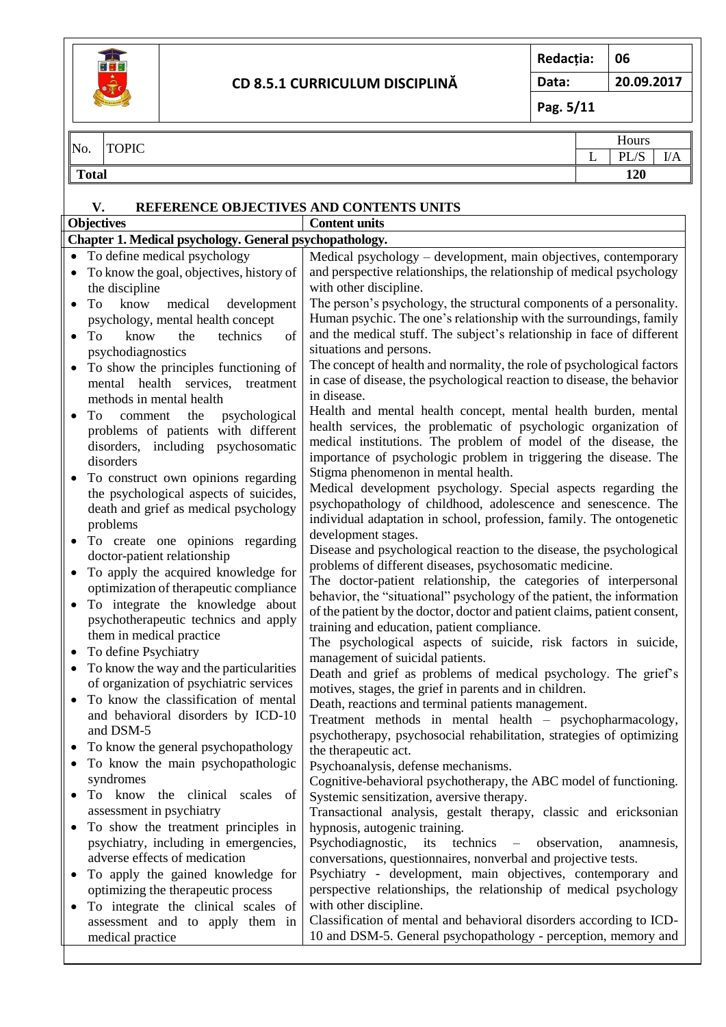| No. | TOPIC | Hours | | |
|---|---|---|---|---|
| | | L | PL/S | I/A |
| **Total** | | | 120 | |

## V. REFERENCE OBJECTIVES AND CONTENTS UNITS

| Objectives | Content units |
|---|---|
| **Chapter 1. Medical psychology. General psychopathology.** | |
| • To define medical psychology<br>• To know the goal, objectives, history of the discipline<br>• To know medical development psychology, mental health concept<br>• To know the technics of psychodiagnostics<br>• To show the principles functioning of mental health services, treatment methods in mental health<br>• To comment the psychological problems of patients with different disorders, including psychosomatic disorders<br>• To construct own opinions regarding the psychological aspects of suicides, death and grief as medical psychology problems<br>• To create one opinions regarding doctor-patient relationship<br>• To apply the acquired knowledge for optimization of therapeutic compliance<br>• To integrate the knowledge about psychotherapeutic technics and apply them in medical practice<br>• To define Psychiatry<br>• To know the way and the particularities of organization of psychiatric services<br>• To know the classification of mental and behavioral disorders by ICD-10 and DSM-5<br>• To know the general psychopathology<br>• To know the main psychopathologic syndromes<br>• To know the clinical scales of assessment in psychiatry<br>• To show the treatment principles in psychiatry, including in emergencies, adverse effects of medication<br>• To apply the gained knowledge for optimizing the therapeutic process<br>• To integrate the clinical scales of assessment and to apply them in medical practice | Medical psychology – development, main objectives, contemporary and perspective relationships, the relationship of medical psychology with other discipline.<br>The person's psychology, the structural components of a personality. Human psychic. The one's relationship with the surroundings, family and the medical stuff. The subject's relationship in face of different situations and persons.<br>The concept of health and normality, the role of psychological factors in case of disease, the psychological reaction to disease, the behavior in disease.<br>Health and mental health concept, mental health burden, mental health services, the problematic of psychologic organization of medical institutions. The problem of model of the disease, the importance of psychologic problem in triggering the disease. The Stigma phenomenon in mental health.<br>Medical development psychology. Special aspects regarding the psychopathology of childhood, adolescence and senescence. The individual adaptation in school, profession, family. The ontogenetic development stages.<br>Disease and psychological reaction to the disease, the psychological problems of different diseases, psychosomatic medicine.<br>The doctor-patient relationship, the categories of interpersonal behavior, the "situational" psychology of the patient, the information of the patient by the doctor, doctor and patient claims, patient consent, training and education, patient compliance.<br>The psychological aspects of suicide, risk factors in suicide, management of suicidal patients.<br>Death and grief as problems of medical psychology. The grief's motives, stages, the grief in parents and in children.<br>Death, reactions and terminal patients management.<br>Treatment methods in mental health – psychopharmacology, psychotherapy, psychosocial rehabilitation, strategies of optimizing the therapeutic act.<br>Psychoanalysis, defense mechanisms.<br>Cognitive-behavioral psychotherapy, the ABC model of functioning. Systemic sensitization, aversive therapy.<br>Transactional analysis, gestalt therapy, classic and ericksonian hypnosis, autogenic training.<br>Psychodiagnostic, its technics – observation, anamnesis, conversations, questionnaires, nonverbal and projective tests.<br>Psychiatry - development, main objectives, contemporary and perspective relationships, the relationship of medical psychology with other discipline.<br>Classification of mental and behavioral disorders according to ICD-10 and DSM-5. General psychopathology - perception, memory and |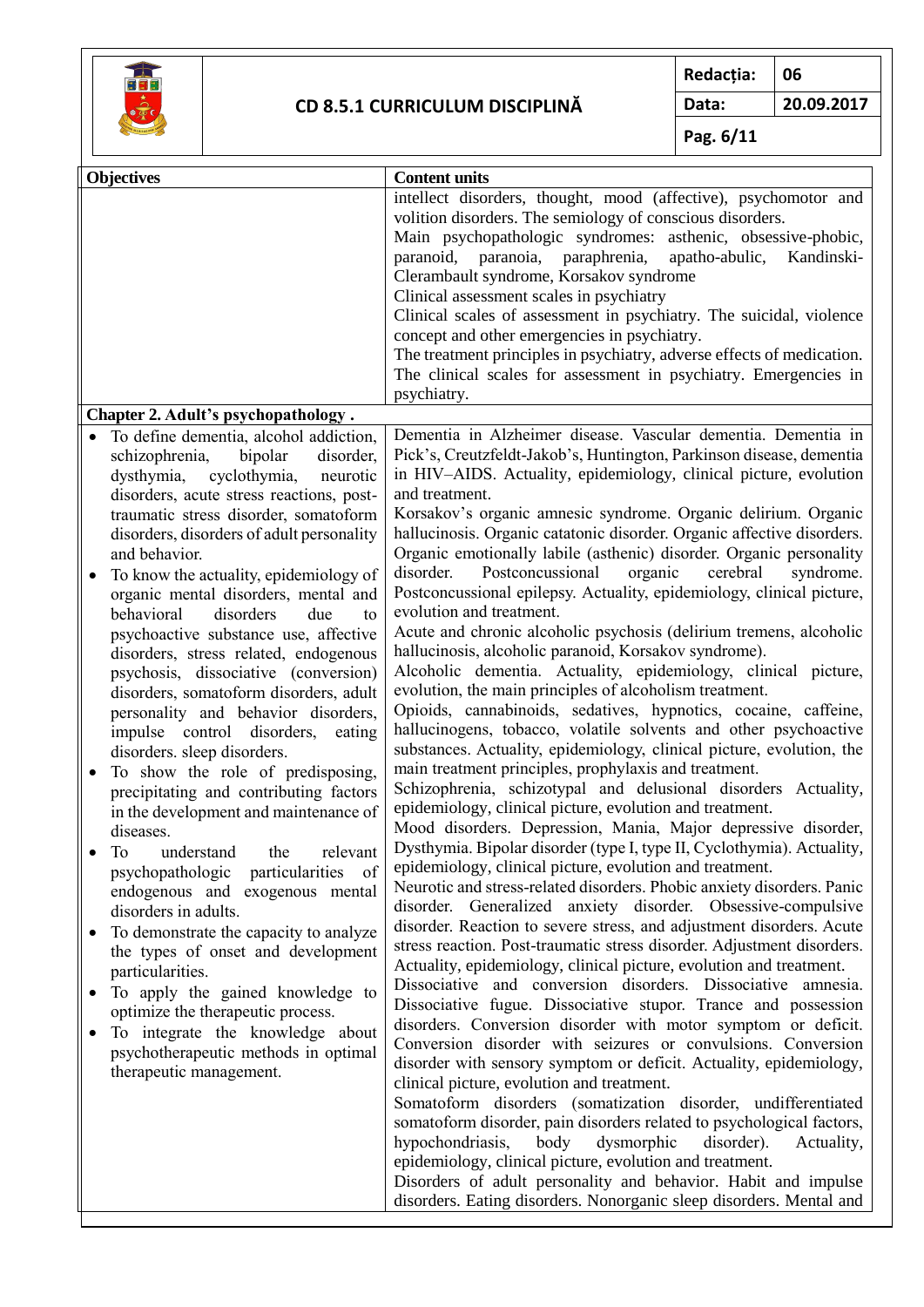| Objectives | Content units |
|---|---|
| | intellect disorders, thought, mood (affective), psychomotor and volition disorders. The semiology of conscious disorders.<br>Main psychopathologic syndromes: asthenic, obsessive-phobic, paranoid, paranoia, paraphrenia, apatho-abulic, Kandinski-Clerambault syndrome, Korsakov syndrome<br>Clinical assessment scales in psychiatry<br>Clinical scales of assessment in psychiatry. The suicidal, violence concept and other emergencies in psychiatry.<br>The treatment principles in psychiatry, adverse effects of medication. The clinical scales for assessment in psychiatry. Emergencies in psychiatry. |
| **Chapter 2. Adult's psychopathology .** | |
| • To define dementia, alcohol addiction, schizophrenia, bipolar disorder, dysthymia, cyclothymia, neurotic disorders, acute stress reactions, post-traumatic stress disorder, somatoform disorders, disorders of adult personality and behavior.<br>• To know the actuality, epidemiology of organic mental disorders, mental and behavioral disorders due to psychoactive substance use, affective disorders, stress related, endogenous psychosis, dissociative (conversion) disorders, somatoform disorders, adult personality and behavior disorders, impulse control disorders, eating disorders. sleep disorders.<br>• To show the role of predisposing, precipitating and contributing factors in the development and maintenance of diseases.<br>• To understand the relevant psychopathologic particularities of endogenous and exogenous mental disorders in adults.<br>• To demonstrate the capacity to analyze the types of onset and development particularities.<br>• To apply the gained knowledge to optimize the therapeutic process.<br>• To integrate the knowledge about psychotherapeutic methods in optimal therapeutic management. | Dementia in Alzheimer disease. Vascular dementia. Dementia in Pick's, Creutzfeldt-Jakob's, Huntington, Parkinson disease, dementia in HIV–AIDS. Actuality, epidemiology, clinical picture, evolution and treatment.<br>Korsakov's organic amnesic syndrome. Organic delirium. Organic hallucinosis. Organic catatonic disorder. Organic affective disorders. Organic emotionally labile (asthenic) disorder. Organic personality disorder. Postconcussional organic cerebral syndrome. Postconcussional epilepsy. Actuality, epidemiology, clinical picture, evolution and treatment.<br>Acute and chronic alcoholic psychosis (delirium tremens, alcoholic hallucinosis, alcoholic paranoid, Korsakov syndrome).<br>Alcoholic dementia. Actuality, epidemiology, clinical picture, evolution, the main principles of alcoholism treatment.<br>Opioids, cannabinoids, sedatives, hypnotics, cocaine, caffeine, hallucinogens, tobacco, volatile solvents and other psychoactive substances. Actuality, epidemiology, clinical picture, evolution, the main treatment principles, prophylaxis and treatment.<br>Schizophrenia, schizotypal and delusional disorders Actuality, epidemiology, clinical picture, evolution and treatment.<br>Mood disorders. Depression, Mania, Major depressive disorder, Dysthymia. Bipolar disorder (type I, type II, Cyclothymia). Actuality, epidemiology, clinical picture, evolution and treatment.<br>Neurotic and stress-related disorders. Phobic anxiety disorders. Panic disorder. Generalized anxiety disorder. Obsessive-compulsive disorder. Reaction to severe stress, and adjustment disorders. Acute stress reaction. Post-traumatic stress disorder. Adjustment disorders. Actuality, epidemiology, clinical picture, evolution and treatment.<br>Dissociative and conversion disorders. Dissociative amnesia. Dissociative fugue. Dissociative stupor. Trance and possession disorders. Conversion disorder with motor symptom or deficit. Conversion disorder with seizures or convulsions. Conversion disorder with sensory symptom or deficit. Actuality, epidemiology, clinical picture, evolution and treatment.<br>Somatoform disorders (somatization disorder, undifferentiated somatoform disorder, pain disorders related to psychological factors, hypochondriasis, body dysmorphic disorder). Actuality, epidemiology, clinical picture, evolution and treatment.<br>Disorders of adult personality and behavior. Habit and impulse disorders. Eating disorders. Nonorganic sleep disorders. Mental and |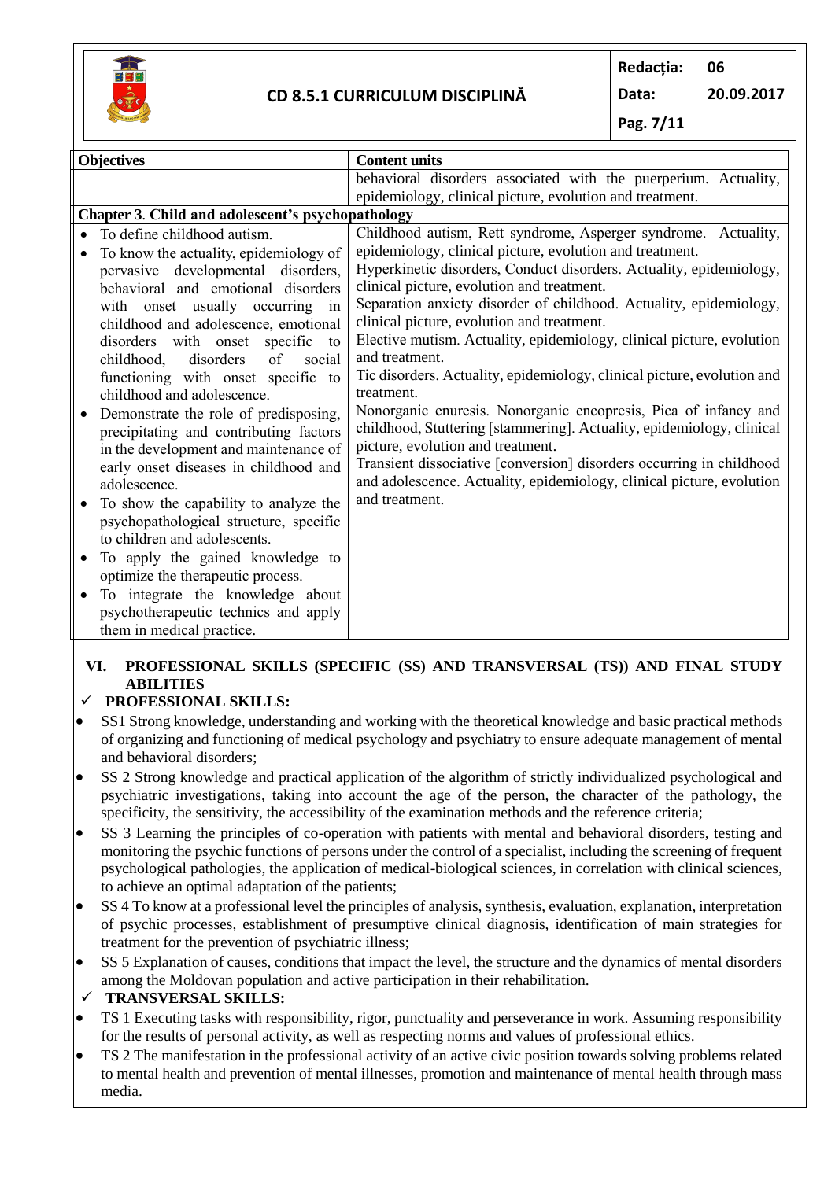| Objectives | Content units |
| --- | --- |
| | behavioral disorders associated with the puerperium. Actuality, epidemiology, clinical picture, evolution and treatment. |
| **Chapter 3. Child and adolescent's psychopathology** | |
| • To define childhood autism.<br>• To know the actuality, epidemiology of pervasive developmental disorders, behavioral and emotional disorders with onset usually occurring in childhood and adolescence, emotional disorders with onset specific to childhood, disorders of social functioning with onset specific to childhood and adolescence.<br>• Demonstrate the role of predisposing, precipitating and contributing factors in the development and maintenance of early onset diseases in childhood and adolescence.<br>• To show the capability to analyze the psychopathological structure, specific to children and adolescents.<br>• To apply the gained knowledge to optimize the therapeutic process.<br>• To integrate the knowledge about psychotherapeutic technics and apply them in medical practice. | Childhood autism, Rett syndrome, Asperger syndrome. Actuality, epidemiology, clinical picture, evolution and treatment.<br>Hyperkinetic disorders, Conduct disorders. Actuality, epidemiology, clinical picture, evolution and treatment.<br>Separation anxiety disorder of childhood. Actuality, epidemiology, clinical picture, evolution and treatment.<br>Elective mutism. Actuality, epidemiology, clinical picture, evolution and treatment.<br>Tic disorders. Actuality, epidemiology, clinical picture, evolution and treatment.<br>Nonorganic enuresis. Nonorganic encopresis, Pica of infancy and childhood, Stuttering [stammering]. Actuality, epidemiology, clinical picture, evolution and treatment.<br>Transient dissociative [conversion] disorders occurring in childhood and adolescence. Actuality, epidemiology, clinical picture, evolution and treatment. |

## VI. PROFESSIONAL SKILLS (SPECIFIC (SS) AND TRANSVERSAL (TS)) AND FINAL STUDY ABILITIES

✓ **PROFESSIONAL SKILLS:**

- SS1 Strong knowledge, understanding and working with the theoretical knowledge and basic practical methods of organizing and functioning of medical psychology and psychiatry to ensure adequate management of mental and behavioral disorders;
- SS 2 Strong knowledge and practical application of the algorithm of strictly individualized psychological and psychiatric investigations, taking into account the age of the person, the character of the pathology, the specificity, the sensitivity, the accessibility of the examination methods and the reference criteria;
- SS 3 Learning the principles of co-operation with patients with mental and behavioral disorders, testing and monitoring the psychic functions of persons under the control of a specialist, including the screening of frequent psychological pathologies, the application of medical-biological sciences, in correlation with clinical sciences, to achieve an optimal adaptation of the patients;
- SS 4 To know at a professional level the principles of analysis, synthesis, evaluation, explanation, interpretation of psychic processes, establishment of presumptive clinical diagnosis, identification of main strategies for treatment for the prevention of psychiatric illness;
- SS 5 Explanation of causes, conditions that impact the level, the structure and the dynamics of mental disorders among the Moldovan population and active participation in their rehabilitation.

✓ **TRANSVERSAL SKILLS:**

- TS 1 Executing tasks with responsibility, rigor, punctuality and perseverance in work. Assuming responsibility for the results of personal activity, as well as respecting norms and values of professional ethics.
- TS 2 The manifestation in the professional activity of an active civic position towards solving problems related to mental health and prevention of mental illnesses, promotion and maintenance of mental health through mass media.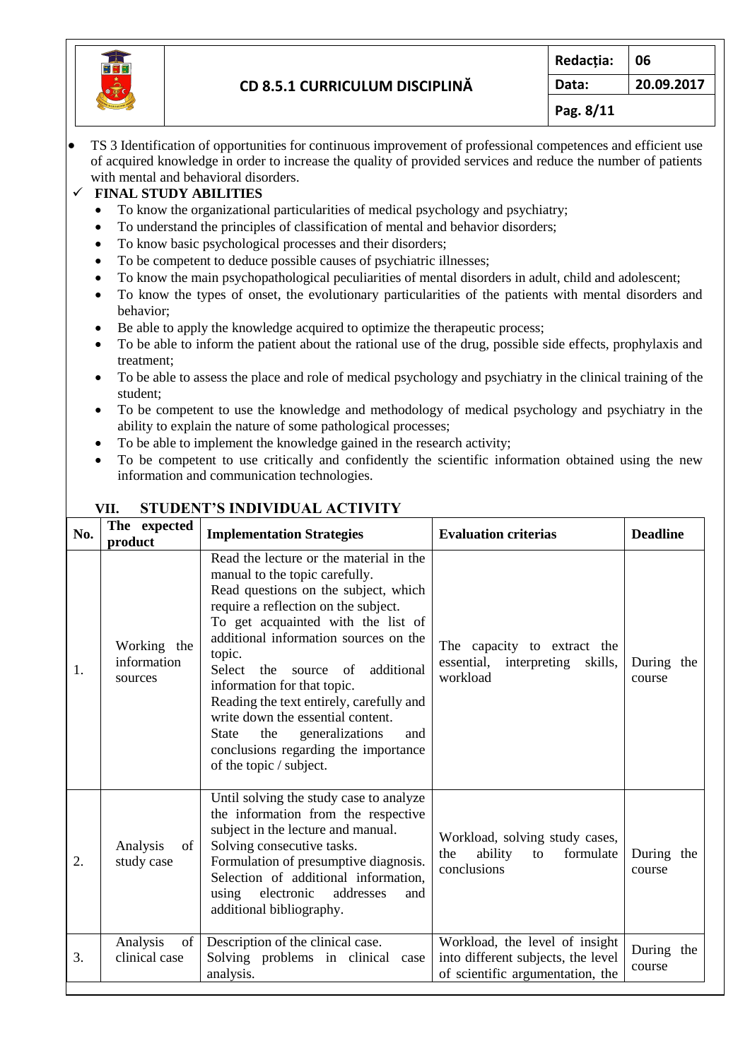- TS 3 Identification of opportunities for continuous improvement of professional competences and efficient use of acquired knowledge in order to increase the quality of provided services and reduce the number of patients with mental and behavioral disorders.

✓ **FINAL STUDY ABILITIES**

- To know the organizational particularities of medical psychology and psychiatry;
- To understand the principles of classification of mental and behavior disorders;
- To know basic psychological processes and their disorders;
- To be competent to deduce possible causes of psychiatric illnesses;
- To know the main psychopathological peculiarities of mental disorders in adult, child and adolescent;
- To know the types of onset, the evolutionary particularities of the patients with mental disorders and behavior;
- Be able to apply the knowledge acquired to optimize the therapeutic process;
- To be able to inform the patient about the rational use of the drug, possible side effects, prophylaxis and treatment;
- To be able to assess the place and role of medical psychology and psychiatry in the clinical training of the student;
- To be competent to use the knowledge and methodology of medical psychology and psychiatry in the ability to explain the nature of some pathological processes;
- To be able to implement the knowledge gained in the research activity;
- To be competent to use critically and confidently the scientific information obtained using the new information and communication technologies.

## VII. STUDENT'S INDIVIDUAL ACTIVITY

| No. | The expected product | Implementation Strategies | Evaluation criterias | Deadline |
|---|---|---|---|---|
| 1. | Working the information sources | Read the lecture or the material in the manual to the topic carefully. Read questions on the subject, which require a reflection on the subject. To get acquainted with the list of additional information sources on the topic. Select the source of additional information for that topic. Reading the text entirely, carefully and write down the essential content. State the generalizations and conclusions regarding the importance of the topic / subject. | The capacity to extract the essential, interpreting skills, workload | During the course |
| 2. | Analysis of study case | Until solving the study case to analyze the information from the respective subject in the lecture and manual. Solving consecutive tasks. Formulation of presumptive diagnosis. Selection of additional information, using electronic addresses and additional bibliography. | Workload, solving study cases, the ability to formulate conclusions | During the course |
| 3. | Analysis of clinical case | Description of the clinical case. Solving problems in clinical case analysis. | Workload, the level of insight into different subjects, the level of scientific argumentation, the | During the course |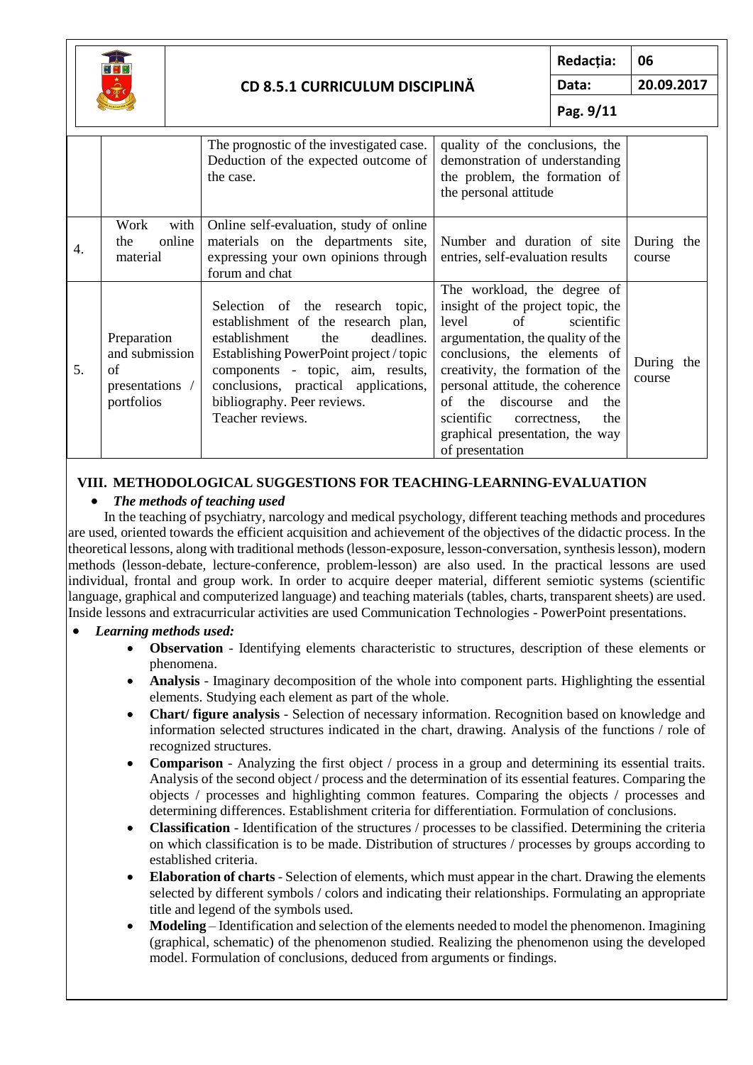| | | | | |
|---|---|---|---|---|
| | | The prognostic of the investigated case. Deduction of the expected outcome of the case. | quality of the conclusions, the demonstration of understanding the problem, the formation of the personal attitude | |
| 4. | Work with the online material | Online self-evaluation, study of online materials on the departments site, expressing your own opinions through forum and chat | Number and duration of site entries, self-evaluation results | During the course |
| 5. | Preparation and submission of presentations / portfolios | Selection of the research topic, establishment of the research plan, establishment the deadlines. Establishing PowerPoint project / topic components - topic, aim, results, conclusions, practical applications, bibliography. Peer reviews. Teacher reviews. | The workload, the degree of insight of the project topic, the level of scientific argumentation, the quality of the conclusions, the elements of creativity, the formation of the personal attitude, the coherence of the discourse and the scientific correctness, the graphical presentation, the way of presentation | During the course |

## VIII. METHODOLOGICAL SUGGESTIONS FOR TEACHING-LEARNING-EVALUATION

- ***The methods of teaching used***

In the teaching of psychiatry, narcology and medical psychology, different teaching methods and procedures are used, oriented towards the efficient acquisition and achievement of the objectives of the didactic process. In the theoretical lessons, along with traditional methods (lesson-exposure, lesson-conversation, synthesis lesson), modern methods (lesson-debate, lecture-conference, problem-lesson) are also used. In the practical lessons are used individual, frontal and group work. In order to acquire deeper material, different semiotic systems (scientific language, graphical and computerized language) and teaching materials (tables, charts, transparent sheets) are used. Inside lessons and extracurricular activities are used Communication Technologies - PowerPoint presentations.

- ***Learning methods used:***
  - **Observation** - Identifying elements characteristic to structures, description of these elements or phenomena.
  - **Analysis** - Imaginary decomposition of the whole into component parts. Highlighting the essential elements. Studying each element as part of the whole.
  - **Chart/ figure analysis** - Selection of necessary information. Recognition based on knowledge and information selected structures indicated in the chart, drawing. Analysis of the functions / role of recognized structures.
  - **Comparison** - Analyzing the first object / process in a group and determining its essential traits. Analysis of the second object / process and the determination of its essential features. Comparing the objects / processes and highlighting common features. Comparing the objects / processes and determining differences. Establishment criteria for differentiation. Formulation of conclusions.
  - **Classification** - Identification of the structures / processes to be classified. Determining the criteria on which classification is to be made. Distribution of structures / processes by groups according to established criteria.
  - **Elaboration of charts** - Selection of elements, which must appear in the chart. Drawing the elements selected by different symbols / colors and indicating their relationships. Formulating an appropriate title and legend of the symbols used.
  - **Modeling** – Identification and selection of the elements needed to model the phenomenon. Imagining (graphical, schematic) of the phenomenon studied. Realizing the phenomenon using the developed model. Formulation of conclusions, deduced from arguments or findings.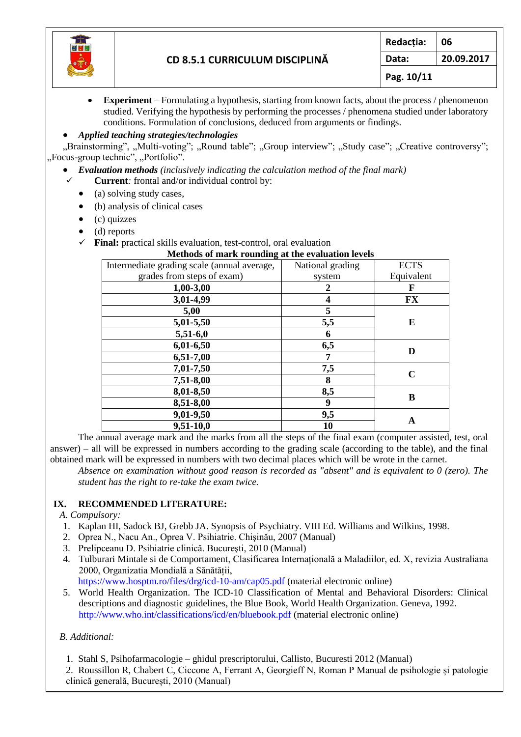- **Experiment** – Formulating a hypothesis, starting from known facts, about the process / phenomenon studied. Verifying the hypothesis by performing the processes / phenomena studied under laboratory conditions. Formulation of conclusions, deduced from arguments or findings.

- ***Applied teaching strategies/technologies***

„Brainstorming", „Multi-voting"; „Round table"; „Group interview"; „Study case"; „Creative controversy"; „Focus-group technic", „Portfolio".

- ***Evaluation methods*** *(inclusively indicating the calculation method of the final mark)*

✓ **Current***:* frontal and/or individual control by:

- (a) solving study cases,
- (b) analysis of clinical cases
- (c) quizzes
- (d) reports

✓ **Final:** practical skills evaluation, test-control, oral evaluation

**Methods of mark rounding at the evaluation levels**

| Intermediate grading scale (annual average, grades from steps of exam) | National grading system | ECTS Equivalent |
|---|---|---|
| **1,00-3,00** | **2** | **F** |
| **3,01-4,99** | **4** | **FX** |
| **5,00** | **5** | **E** |
| **5,01-5,50** | **5,5** | |
| **5,51-6,0** | **6** | |
| **6,01-6,50** | **6,5** | **D** |
| **6,51-7,00** | **7** | |
| **7,01-7,50** | **7,5** | **C** |
| **7,51-8,00** | **8** | |
| **8,01-8,50** | **8,5** | **B** |
| **8,51-8,00** | **9** | |
| **9,01-9,50** | **9,5** | **A** |
| **9,51-10,0** | **10** | |

The annual average mark and the marks from all the steps of the final exam (computer assisted, test, oral answer) – all will be expressed in numbers according to the grading scale (according to the table), and the final obtained mark will be expressed in numbers with two decimal places which will be wrote in the carnet.

*Absence on examination without good reason is recorded as "absent" and is equivalent to 0 (zero). The student has the right to re-take the exam twice.*

## IX. RECOMMENDED LITERATURE:

*A. Compulsory:*

1. Kaplan HI, Sadock BJ, Grebb JA. Synopsis of Psychiatry. VIII Ed. Williams and Wilkins, 1998.
2. Oprea N., Nacu An., Oprea V. Psihiatrie. Chişinău, 2007 (Manual)
3. Prelipceanu D. Psihiatrie clinică. Bucureşti, 2010 (Manual)
4. Tulburari Mintale si de Comportament, Clasificarea Internațională a Maladiilor, ed. X, revizia Australiana 2000, Organizatia Mondială a Sănătății, https://www.hosptm.ro/files/drg/icd-10-am/cap05.pdf (material electronic online)
5. World Health Organization. The ICD-10 Classification of Mental and Behavioral Disorders: Clinical descriptions and diagnostic guidelines, the Blue Book, World Health Organization. Geneva, 1992. http://www.who.int/classifications/icd/en/bluebook.pdf (material electronic online)

*B. Additional:*

1. Stahl S, Psihofarmacologie – ghidul prescriptorului, Callisto, Bucuresti 2012 (Manual)
2. Roussillon R, Chabert C, Ciccone A, Ferrant A, Georgieff N, Roman P Manual de psihologie și patologie clinică generală, București, 2010 (Manual)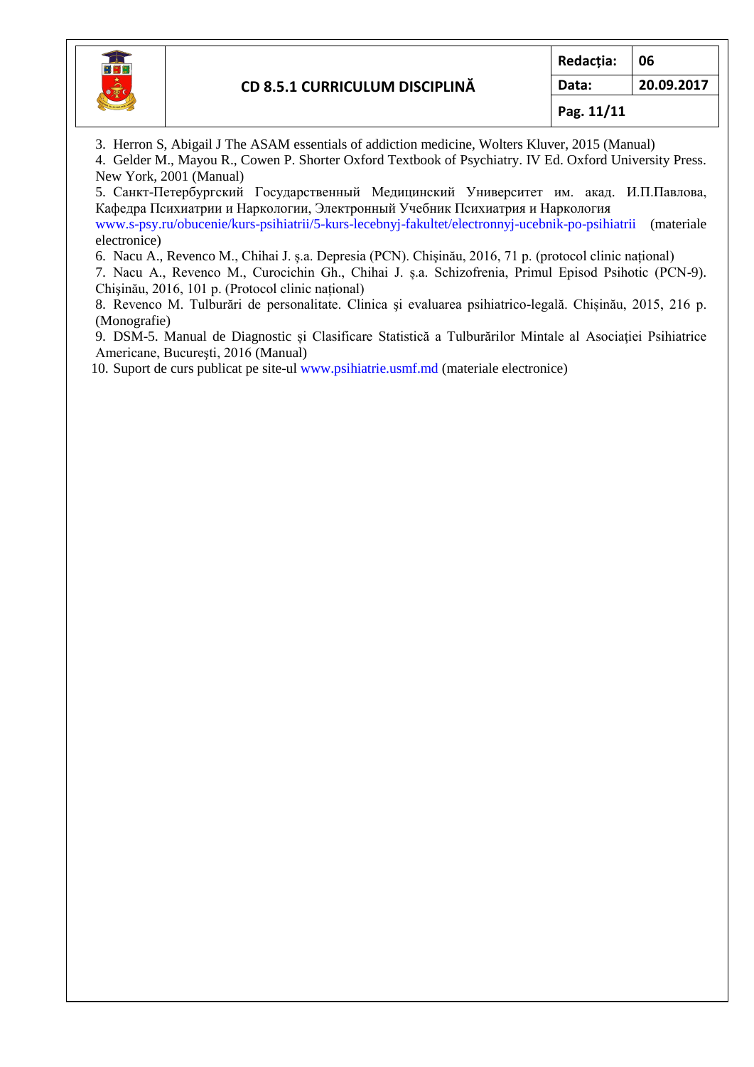3. Herron S, Abigail J The ASAM essentials of addiction medicine, Wolters Kluver, 2015 (Manual)
4. Gelder M., Mayou R., Cowen P. Shorter Oxford Textbook of Psychiatry. IV Ed. Oxford University Press. New York, 2001 (Manual)
5. Санкт-Петербургский Государственный Медицинский Университет им. акад. И.П.Павлова, Кафедра Психиатрии и Наркологии, Электронный Учебник Психиатрия и Наркология www.s-psy.ru/obucenie/kurs-psihiatrii/5-kurs-lecebnyj-fakultet/electronnyj-ucebnik-po-psihiatrii (materiale electronice)
6. Nacu A., Revenco M., Chihai J. ș.a. Depresia (PCN). Chişinău, 2016, 71 p. (protocol clinic național)
7. Nacu A., Revenco M., Curocichin Gh., Chihai J. ș.a. Schizofrenia, Primul Episod Psihotic (PCN-9). Chişinău, 2016, 101 p. (Protocol clinic național)
8. Revenco M. Tulburări de personalitate. Clinica şi evaluarea psihiatrico-legală. Chișinău, 2015, 216 p. (Monografie)
9. DSM-5. Manual de Diagnostic şi Clasificare Statistică a Tulburărilor Mintale al Asociației Psihiatrice Americane, Bucureşti, 2016 (Manual)
10. Suport de curs publicat pe site-ul www.psihiatrie.usmf.md (materiale electronice)